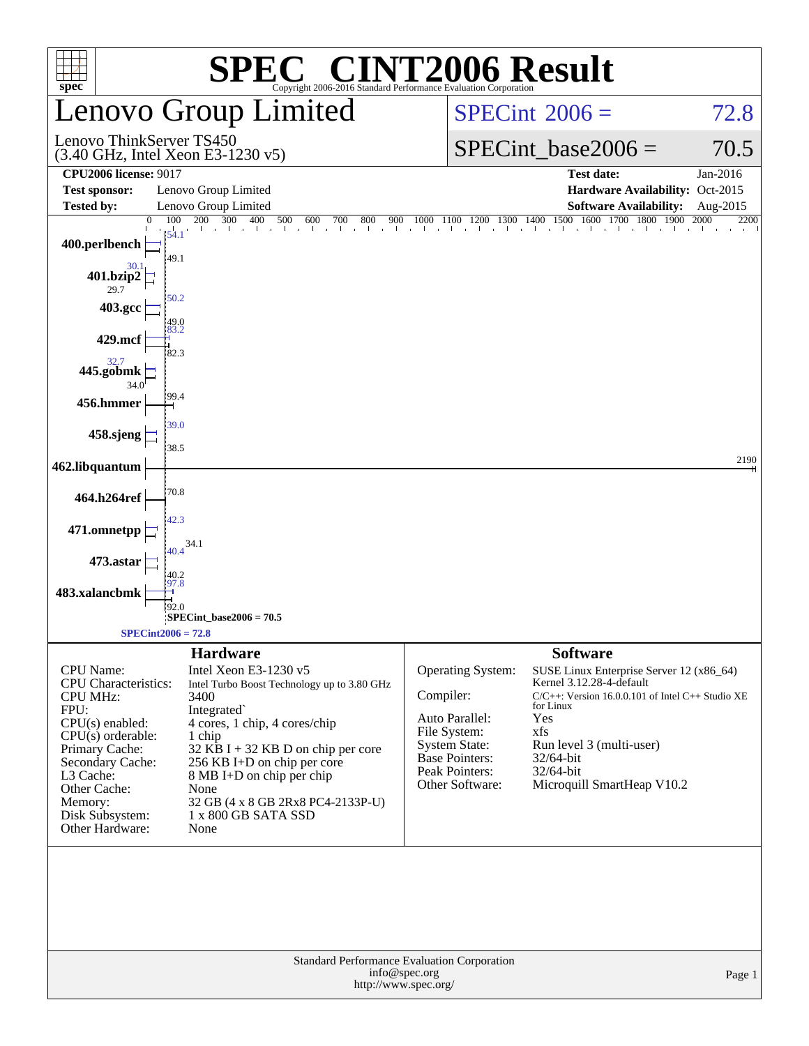# SPEC CINT2006 Result

Copyright 2006-2016 Standard Performance Evaluation Corporation

## Lenovo Group Limited

Lenovo ThinkServer TS450
(3.40 GHz, Intel Xeon E3-1230 v5)

SPECint 2006 = 72.8

SPECint_base2006 = 70.5

| | | | |
|---|---|---|---|
| **CPU2006 license:** 9017 | | **Test date:** | Jan-2016 |
| **Test sponsor:** | Lenovo Group Limited | **Hardware Availability:** | Oct-2015 |
| **Tested by:** | Lenovo Group Limited | **Software Availability:** | Aug-2015 |

| Benchmark | Peak | Base |
|---|---|---|
| 400.perlbench | 54.1 | 49.1 |
| 401.bzip2 | 30.1 | 29.7 |
| 403.gcc | 50.2 | 49.0 |
| 429.mcf | 83.2 | 82.3 |
| 445.gobmk | 32.7 | 34.0 |
| 456.hmmer | | 99.4 |
| 458.sjeng | 39.0 | 38.5 |
| 462.libquantum | | 2190 |
| 464.h264ref | | 70.8 |
| 471.omnetpp | 42.3 | 34.1 |
| 473.astar | 40.4 | 40.2 |
| 483.xalancbmk | 97.8 | 92.0 |

SPECint_base2006 = 70.5

SPECint2006 = 72.8

### Hardware

| | |
|---|---|
| CPU Name: | Intel Xeon E3-1230 v5 |
| CPU Characteristics: | Intel Turbo Boost Technology up to 3.80 GHz |
| CPU MHz: | 3400 |
| FPU: | Integrated |
| CPU(s) enabled: | 4 cores, 1 chip, 4 cores/chip |
| CPU(s) orderable: | 1 chip |
| Primary Cache: | 32 KB I + 32 KB D on chip per core |
| Secondary Cache: | 256 KB I+D on chip per core |
| L3 Cache: | 8 MB I+D on chip per chip |
| Other Cache: | None |
| Memory: | 32 GB (4 x 8 GB 2Rx8 PC4-2133P-U) |
| Disk Subsystem: | 1 x 800 GB SATA SSD |
| Other Hardware: | None |

### Software

| | |
|---|---|
| Operating System: | SUSE Linux Enterprise Server 12 (x86_64) Kernel 3.12.28-4-default |
| Compiler: | C/C++: Version 16.0.0.101 of Intel C++ Studio XE for Linux |
| Auto Parallel: | Yes |
| File System: | xfs |
| System State: | Run level 3 (multi-user) |
| Base Pointers: | 32/64-bit |
| Peak Pointers: | 32/64-bit |
| Other Software: | Microquill SmartHeap V10.2 |

Standard Performance Evaluation Corporation
info@spec.org
http://www.spec.org/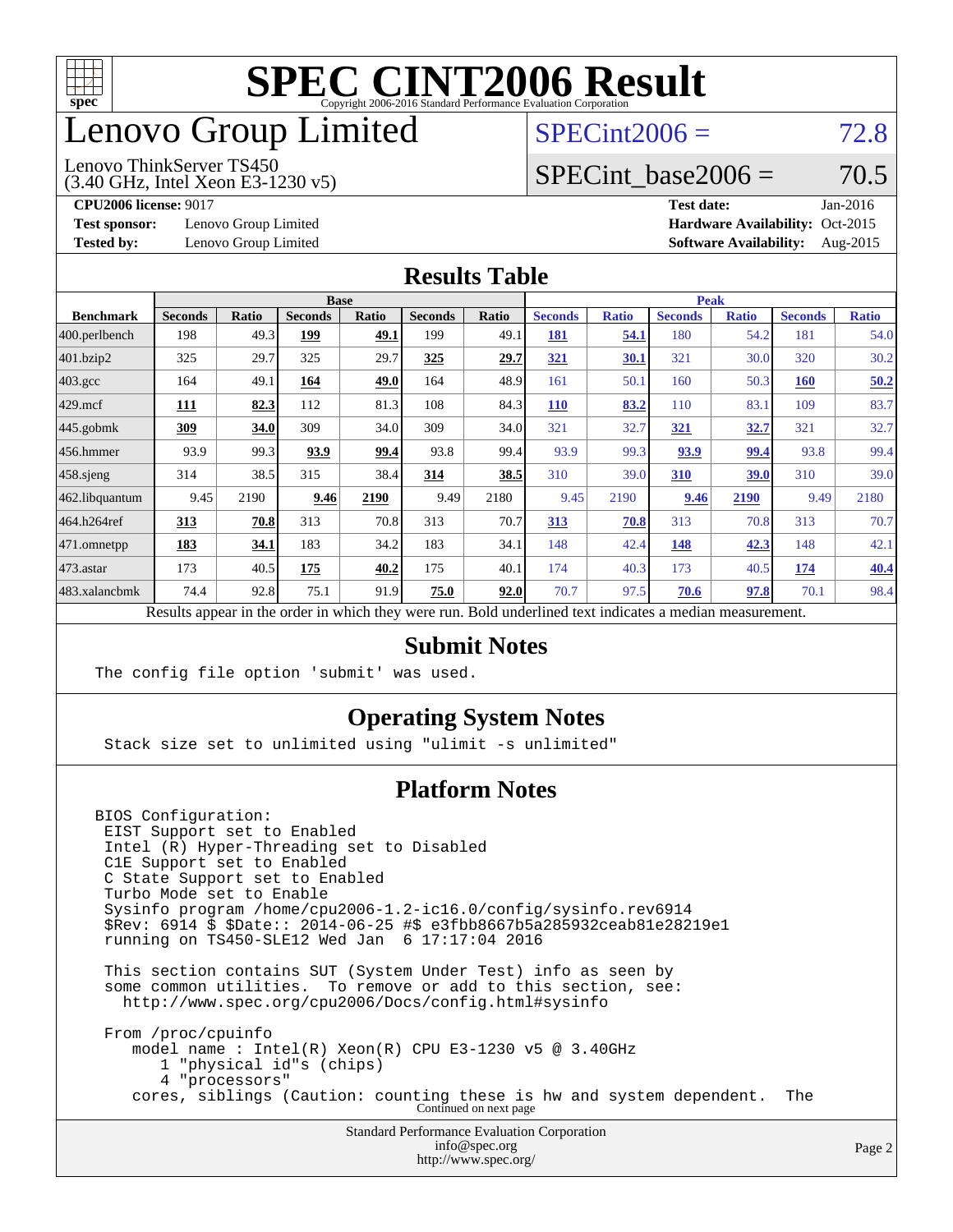# SPEC CINT2006 Result

Copyright 2006-2016 Standard Performance Evaluation Corporation

# Lenovo Group Limited

Lenovo ThinkServer TS450
(3.40 GHz, Intel Xeon E3-1230 v5)

SPECint2006 = 72.8

SPECint_base2006 = 70.5

**CPU2006 license:** 9017
**Test sponsor:** Lenovo Group Limited
**Tested by:** Lenovo Group Limited

**Test date:** Jan-2016
**Hardware Availability:** Oct-2015
**Software Availability:** Aug-2015

## Results Table

| | Base | | | | | | Peak | | | | | |
|---|---|---|---|---|---|---|---|---|---|---|---|---|
| **Benchmark** | **Seconds** | **Ratio** | **Seconds** | **Ratio** | **Seconds** | **Ratio** | **Seconds** | **Ratio** | **Seconds** | **Ratio** | **Seconds** | **Ratio** |
| 400.perlbench | 198 | 49.3 | **199** | **49.1** | 199 | 49.1 | **181** | **54.1** | 180 | 54.2 | 181 | 54.0 |
| 401.bzip2 | 325 | 29.7 | 325 | 29.7 | **325** | **29.7** | **321** | **30.1** | 321 | 30.0 | 320 | 30.2 |
| 403.gcc | 164 | 49.1 | **164** | **49.0** | 164 | 48.9 | 161 | 50.1 | 160 | 50.3 | **160** | **50.2** |
| 429.mcf | **111** | **82.3** | 112 | 81.3 | 108 | 84.3 | **110** | **83.2** | 110 | 83.1 | 109 | 83.7 |
| 445.gobmk | **309** | **34.0** | 309 | 34.0 | 309 | 34.0 | 321 | 32.7 | **321** | **32.7** | 321 | 32.7 |
| 456.hmmer | 93.9 | 99.3 | **93.9** | **99.4** | 93.8 | 99.4 | 93.9 | 99.3 | **93.9** | **99.4** | 93.8 | 99.4 |
| 458.sjeng | 314 | 38.5 | 315 | 38.4 | **314** | **38.5** | 310 | 39.0 | **310** | **39.0** | 310 | 39.0 |
| 462.libquantum | 9.45 | 2190 | **9.46** | **2190** | 9.49 | 2180 | 9.45 | 2190 | **9.46** | **2190** | 9.49 | 2180 |
| 464.h264ref | **313** | **70.8** | 313 | 70.8 | 313 | 70.7 | **313** | **70.8** | 313 | 70.8 | 313 | 70.7 |
| 471.omnetpp | **183** | **34.1** | 183 | 34.2 | 183 | 34.1 | 148 | 42.4 | **148** | **42.3** | 148 | 42.1 |
| 473.astar | 173 | 40.5 | **175** | **40.2** | 175 | 40.1 | 174 | 40.3 | 173 | 40.5 | **174** | **40.4** |
| 483.xalancbmk | 74.4 | 92.8 | 75.1 | 91.9 | **75.0** | **92.0** | 70.7 | 97.5 | **70.6** | **97.8** | 70.1 | 98.4 |

Results appear in the order in which they were run. Bold underlined text indicates a median measurement.

## Submit Notes

The config file option 'submit' was used.

## Operating System Notes

Stack size set to unlimited using "ulimit -s unlimited"

## Platform Notes

```
BIOS Configuration:
 EIST Support set to Enabled
 Intel (R) Hyper-Threading set to Disabled
 C1E Support set to Enabled
 C State Support set to Enabled
 Turbo Mode set to Enable
 Sysinfo program /home/cpu2006-1.2-ic16.0/config/sysinfo.rev6914
 $Rev: 6914 $ $Date:: 2014-06-25 #$ e3fbb8667b5a285932ceab81e28219e1
 running on TS450-SLE12 Wed Jan  6 17:17:04 2016

 This section contains SUT (System Under Test) info as seen by
 some common utilities.  To remove or add to this section, see:
   http://www.spec.org/cpu2006/Docs/config.html#sysinfo

 From /proc/cpuinfo
    model name : Intel(R) Xeon(R) CPU E3-1230 v5 @ 3.40GHz
       1 "physical id"s (chips)
       4 "processors"
    cores, siblings (Caution: counting these is hw and system dependent.  The
```

Continued on next page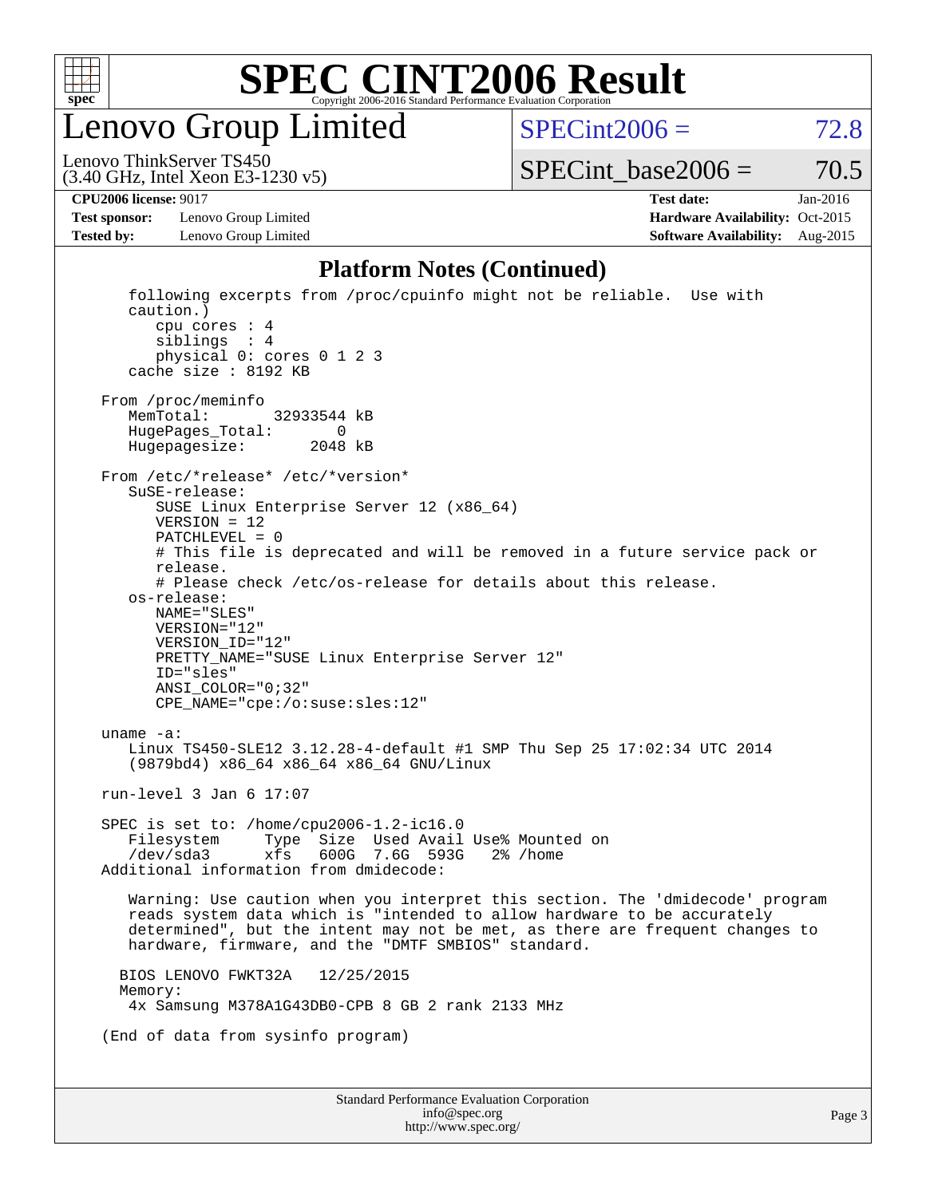# Lenovo Group Limited

Lenovo ThinkServer TS450
(3.40 GHz, Intel Xeon E3-1230 v5)

SPECint2006 = 72.8

SPECint_base2006 = 70.5

**CPU2006 license:** 9017
**Test sponsor:** Lenovo Group Limited
**Tested by:** Lenovo Group Limited

**Test date:** Jan-2016
**Hardware Availability:** Oct-2015
**Software Availability:** Aug-2015

## Platform Notes (Continued)

```
      following excerpts from /proc/cpuinfo might not be reliable.  Use with
      caution.)
         cpu cores : 4
         siblings  : 4
         physical 0: cores 0 1 2 3
      cache size : 8192 KB

   From /proc/meminfo
      MemTotal:       32933544 kB
      HugePages_Total:       0
      Hugepagesize:       2048 kB

   From /etc/*release* /etc/*version*
      SuSE-release:
         SUSE Linux Enterprise Server 12 (x86_64)
         VERSION = 12
         PATCHLEVEL = 0
         # This file is deprecated and will be removed in a future service pack or
         release.
         # Please check /etc/os-release for details about this release.
      os-release:
         NAME="SLES"
         VERSION="12"
         VERSION_ID="12"
         PRETTY_NAME="SUSE Linux Enterprise Server 12"
         ID="sles"
         ANSI_COLOR="0;32"
         CPE_NAME="cpe:/o:suse:sles:12"

   uname -a:
      Linux TS450-SLE12 3.12.28-4-default #1 SMP Thu Sep 25 17:02:34 UTC 2014
      (9879bd4) x86_64 x86_64 x86_64 GNU/Linux

   run-level 3 Jan 6 17:07

   SPEC is set to: /home/cpu2006-1.2-ic16.0
      Filesystem     Type  Size  Used Avail Use% Mounted on
      /dev/sda3      xfs   600G  7.6G  593G   2% /home
   Additional information from dmidecode:

      Warning: Use caution when you interpret this section. The 'dmidecode' program
      reads system data which is "intended to allow hardware to be accurately
      determined", but the intent may not be met, as there are frequent changes to
      hardware, firmware, and the "DMTF SMBIOS" standard.

     BIOS LENOVO FWKT32A    12/25/2015
     Memory:
      4x Samsung M378A1G43DB0-CPB 8 GB 2 rank 2133 MHz

   (End of data from sysinfo program)
```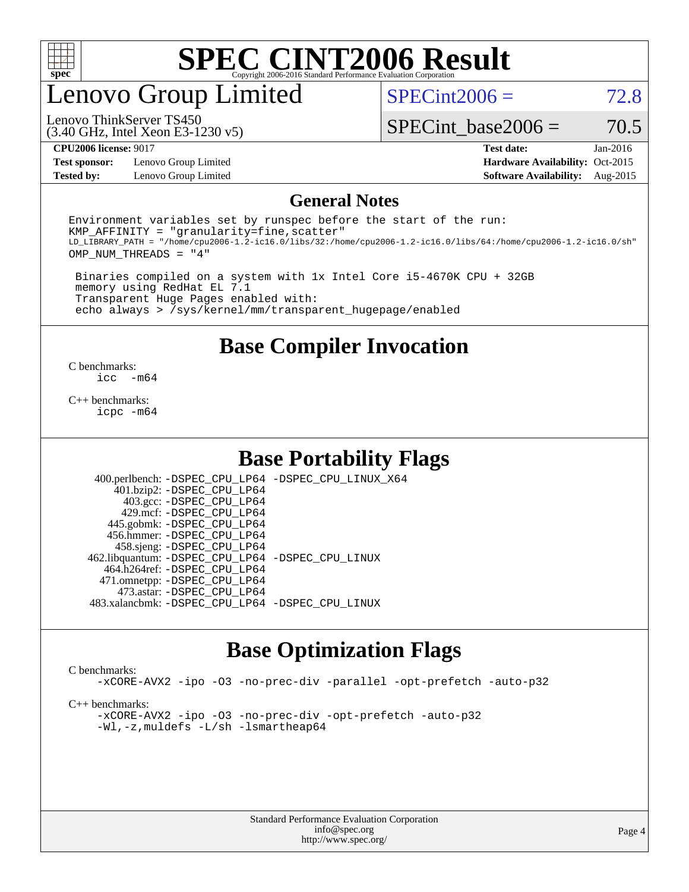# SPEC CINT2006 Result

Copyright 2006-2016 Standard Performance Evaluation Corporation

## Lenovo Group Limited

Lenovo ThinkServer TS450
(3.40 GHz, Intel Xeon E3-1230 v5)

SPECint2006 = 72.8

SPECint_base2006 = 70.5

| | | | |
|---|---|---|---|
| **CPU2006 license:** 9017 | | **Test date:** | Jan-2016 |
| **Test sponsor:** | Lenovo Group Limited | **Hardware Availability:** | Oct-2015 |
| **Tested by:** | Lenovo Group Limited | **Software Availability:** | Aug-2015 |

## General Notes

```
Environment variables set by runspec before the start of the run:
KMP_AFFINITY = "granularity=fine,scatter"
LD_LIBRARY_PATH = "/home/cpu2006-1.2-ic16.0/libs/32:/home/cpu2006-1.2-ic16.0/libs/64:/home/cpu2006-1.2-ic16.0/sh"
OMP_NUM_THREADS = "4"

 Binaries compiled on a system with 1x Intel Core i5-4670K CPU + 32GB
 memory using RedHat EL 7.1
 Transparent Huge Pages enabled with:
 echo always > /sys/kernel/mm/transparent_hugepage/enabled
```

## Base Compiler Invocation

C benchmarks:
```
icc  -m64
```

C++ benchmarks:
```
icpc -m64
```

## Base Portability Flags

| | |
|---|---|
| 400.perlbench: | -DSPEC_CPU_LP64 -DSPEC_CPU_LINUX_X64 |
| 401.bzip2: | -DSPEC_CPU_LP64 |
| 403.gcc: | -DSPEC_CPU_LP64 |
| 429.mcf: | -DSPEC_CPU_LP64 |
| 445.gobmk: | -DSPEC_CPU_LP64 |
| 456.hmmer: | -DSPEC_CPU_LP64 |
| 458.sjeng: | -DSPEC_CPU_LP64 |
| 462.libquantum: | -DSPEC_CPU_LP64 -DSPEC_CPU_LINUX |
| 464.h264ref: | -DSPEC_CPU_LP64 |
| 471.omnetpp: | -DSPEC_CPU_LP64 |
| 473.astar: | -DSPEC_CPU_LP64 |
| 483.xalancbmk: | -DSPEC_CPU_LP64 -DSPEC_CPU_LINUX |

## Base Optimization Flags

C benchmarks:
```
-xCORE-AVX2 -ipo -O3 -no-prec-div -parallel -opt-prefetch -auto-p32
```

C++ benchmarks:
```
-xCORE-AVX2 -ipo -O3 -no-prec-div -opt-prefetch -auto-p32
-Wl,-z,muldefs -L/sh -lsmartheap64
```

Standard Performance Evaluation Corporation
info@spec.org
http://www.spec.org/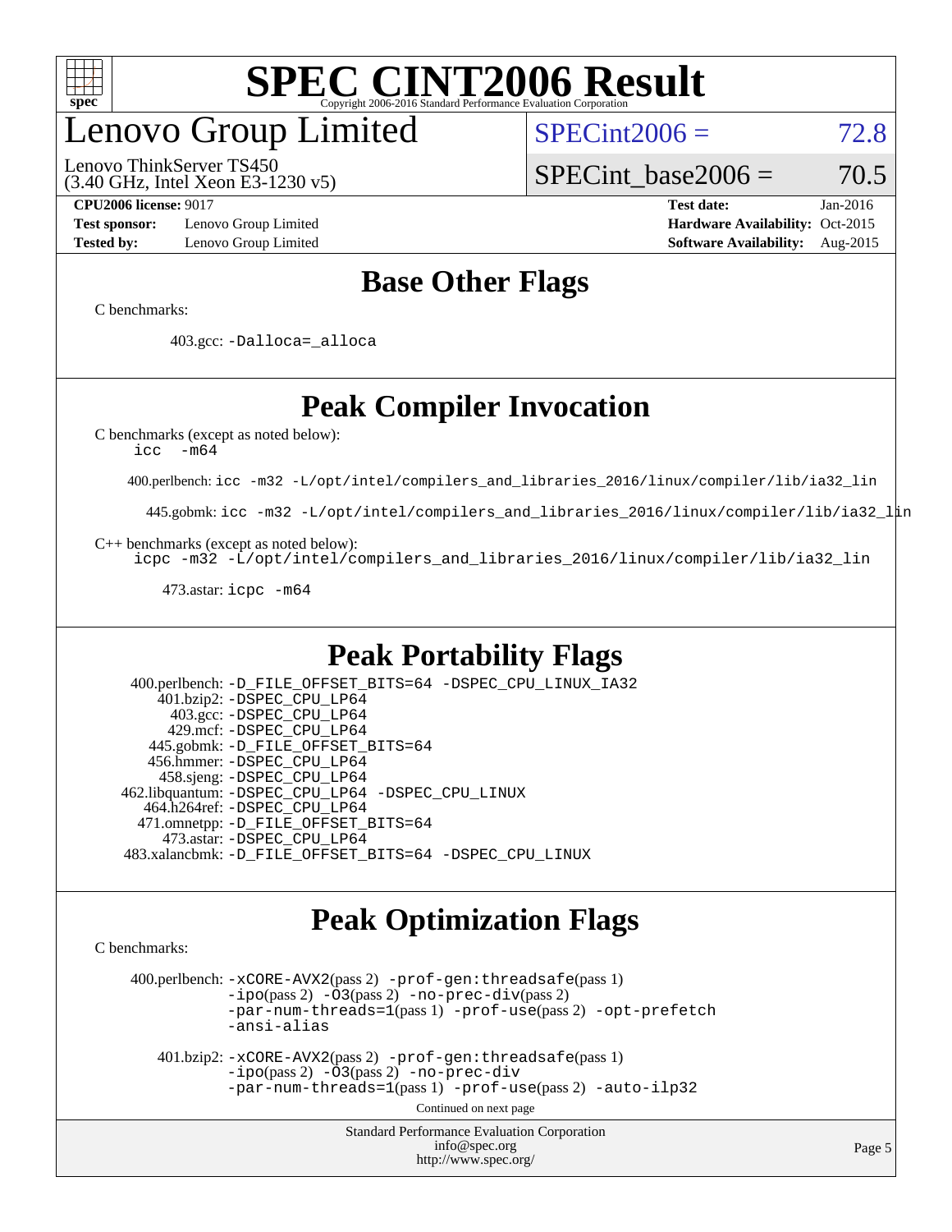# SPEC CINT2006 Result

Copyright 2006-2016 Standard Performance Evaluation Corporation

## Lenovo Group Limited

Lenovo ThinkServer TS450
(3.40 GHz, Intel Xeon E3-1230 v5)

SPECint2006 = 72.8

SPECint_base2006 = 70.5

**CPU2006 license:** 9017
**Test sponsor:** Lenovo Group Limited
**Tested by:** Lenovo Group Limited

**Test date:** Jan-2016
**Hardware Availability:** Oct-2015
**Software Availability:** Aug-2015

## Base Other Flags

C benchmarks:

403.gcc: `-Dalloca=_alloca`

## Peak Compiler Invocation

C benchmarks (except as noted below):
`icc -m64`

400.perlbench: `icc -m32 -L/opt/intel/compilers_and_libraries_2016/linux/compiler/lib/ia32_lin`

445.gobmk: `icc -m32 -L/opt/intel/compilers_and_libraries_2016/linux/compiler/lib/ia32_lin`

C++ benchmarks (except as noted below):
`icpc -m32 -L/opt/intel/compilers_and_libraries_2016/linux/compiler/lib/ia32_lin`

473.astar: `icpc -m64`

## Peak Portability Flags

400.perlbench: `-D_FILE_OFFSET_BITS=64 -DSPEC_CPU_LINUX_IA32`
401.bzip2: `-DSPEC_CPU_LP64`
403.gcc: `-DSPEC_CPU_LP64`
429.mcf: `-DSPEC_CPU_LP64`
445.gobmk: `-D_FILE_OFFSET_BITS=64`
456.hmmer: `-DSPEC_CPU_LP64`
458.sjeng: `-DSPEC_CPU_LP64`
462.libquantum: `-DSPEC_CPU_LP64 -DSPEC_CPU_LINUX`
464.h264ref: `-DSPEC_CPU_LP64`
471.omnetpp: `-D_FILE_OFFSET_BITS=64`
473.astar: `-DSPEC_CPU_LP64`
483.xalancbmk: `-D_FILE_OFFSET_BITS=64 -DSPEC_CPU_LINUX`

## Peak Optimization Flags

C benchmarks:

400.perlbench: `-xCORE-AVX2`(pass 2) `-prof-gen:threadsafe`(pass 1) `-ipo`(pass 2) `-O3`(pass 2) `-no-prec-div`(pass 2) `-par-num-threads=1`(pass 1) `-prof-use`(pass 2) `-opt-prefetch` `-ansi-alias`

401.bzip2: `-xCORE-AVX2`(pass 2) `-prof-gen:threadsafe`(pass 1) `-ipo`(pass 2) `-O3`(pass 2) `-no-prec-div` `-par-num-threads=1`(pass 1) `-prof-use`(pass 2) `-auto-ilp32`

Continued on next page

Standard Performance Evaluation Corporation
info@spec.org
http://www.spec.org/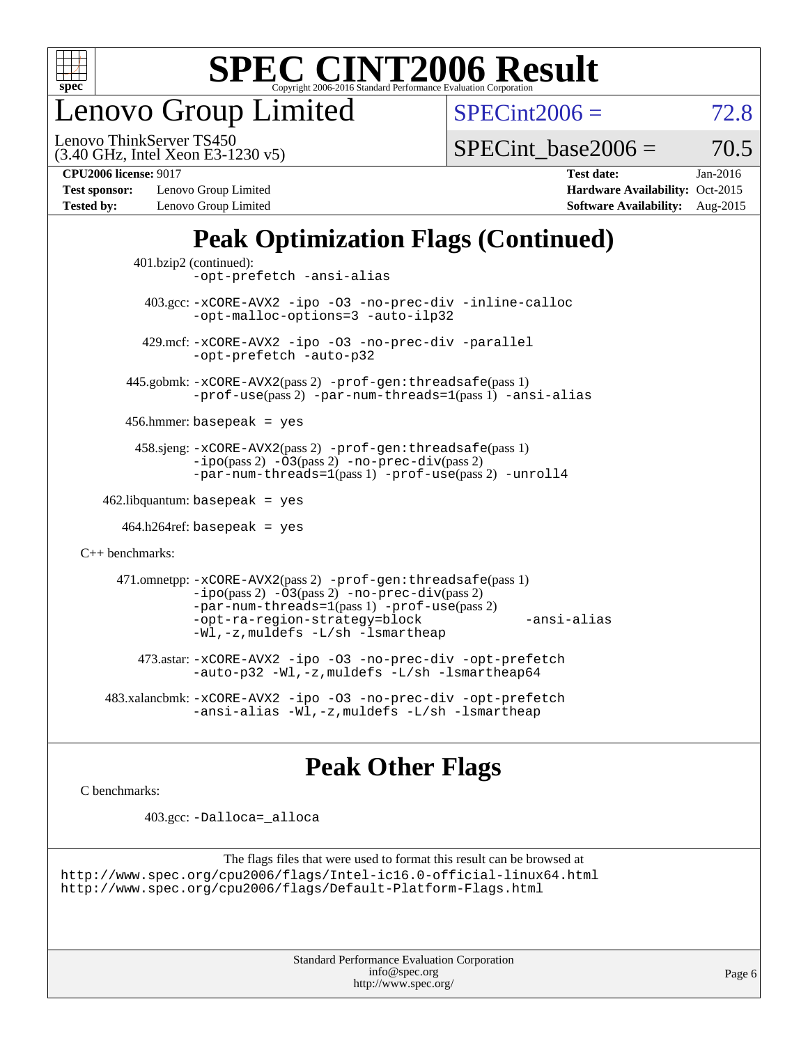# SPEC CINT2006 Result

Copyright 2006-2016 Standard Performance Evaluation Corporation

## Lenovo Group Limited

Lenovo ThinkServer TS450
(3.40 GHz, Intel Xeon E3-1230 v5)

SPECint2006 = 72.8

SPECint_base2006 = 70.5

| | | | |
|---|---|---|---|
| **CPU2006 license:** 9017 | | **Test date:** | Jan-2016 |
| **Test sponsor:** | Lenovo Group Limited | **Hardware Availability:** | Oct-2015 |
| **Tested by:** | Lenovo Group Limited | **Software Availability:** | Aug-2015 |

## Peak Optimization Flags (Continued)

401.bzip2 (continued):
`-opt-prefetch -ansi-alias`

403.gcc: `-xCORE-AVX2 -ipo -O3 -no-prec-div -inline-calloc -opt-malloc-options=3 -auto-ilp32`

429.mcf: `-xCORE-AVX2 -ipo -O3 -no-prec-div -parallel -opt-prefetch -auto-p32`

445.gobmk: `-xCORE-AVX2`(pass 2) `-prof-gen:threadsafe`(pass 1) `-prof-use`(pass 2) `-par-num-threads=1`(pass 1) `-ansi-alias`

456.hmmer: `basepeak = yes`

458.sjeng: `-xCORE-AVX2`(pass 2) `-prof-gen:threadsafe`(pass 1) `-ipo`(pass 2) `-O3`(pass 2) `-no-prec-div`(pass 2) `-par-num-threads=1`(pass 1) `-prof-use`(pass 2) `-unroll4`

462.libquantum: `basepeak = yes`

464.h264ref: `basepeak = yes`

C++ benchmarks:

471.omnetpp: `-xCORE-AVX2`(pass 2) `-prof-gen:threadsafe`(pass 1) `-ipo`(pass 2) `-O3`(pass 2) `-no-prec-div`(pass 2) `-par-num-threads=1`(pass 1) `-prof-use`(pass 2) `-opt-ra-region-strategy=block -ansi-alias -Wl,-z,muldefs -L/sh -lsmartheap`

473.astar: `-xCORE-AVX2 -ipo -O3 -no-prec-div -opt-prefetch -auto-p32 -Wl,-z,muldefs -L/sh -lsmartheap64`

483.xalancbmk: `-xCORE-AVX2 -ipo -O3 -no-prec-div -opt-prefetch -ansi-alias -Wl,-z,muldefs -L/sh -lsmartheap`

## Peak Other Flags

C benchmarks:

403.gcc: `-Dalloca=_alloca`

The flags files that were used to format this result can be browsed at
http://www.spec.org/cpu2006/flags/Intel-ic16.0-official-linux64.html
http://www.spec.org/cpu2006/flags/Default-Platform-Flags.html

Standard Performance Evaluation Corporation
info@spec.org
http://www.spec.org/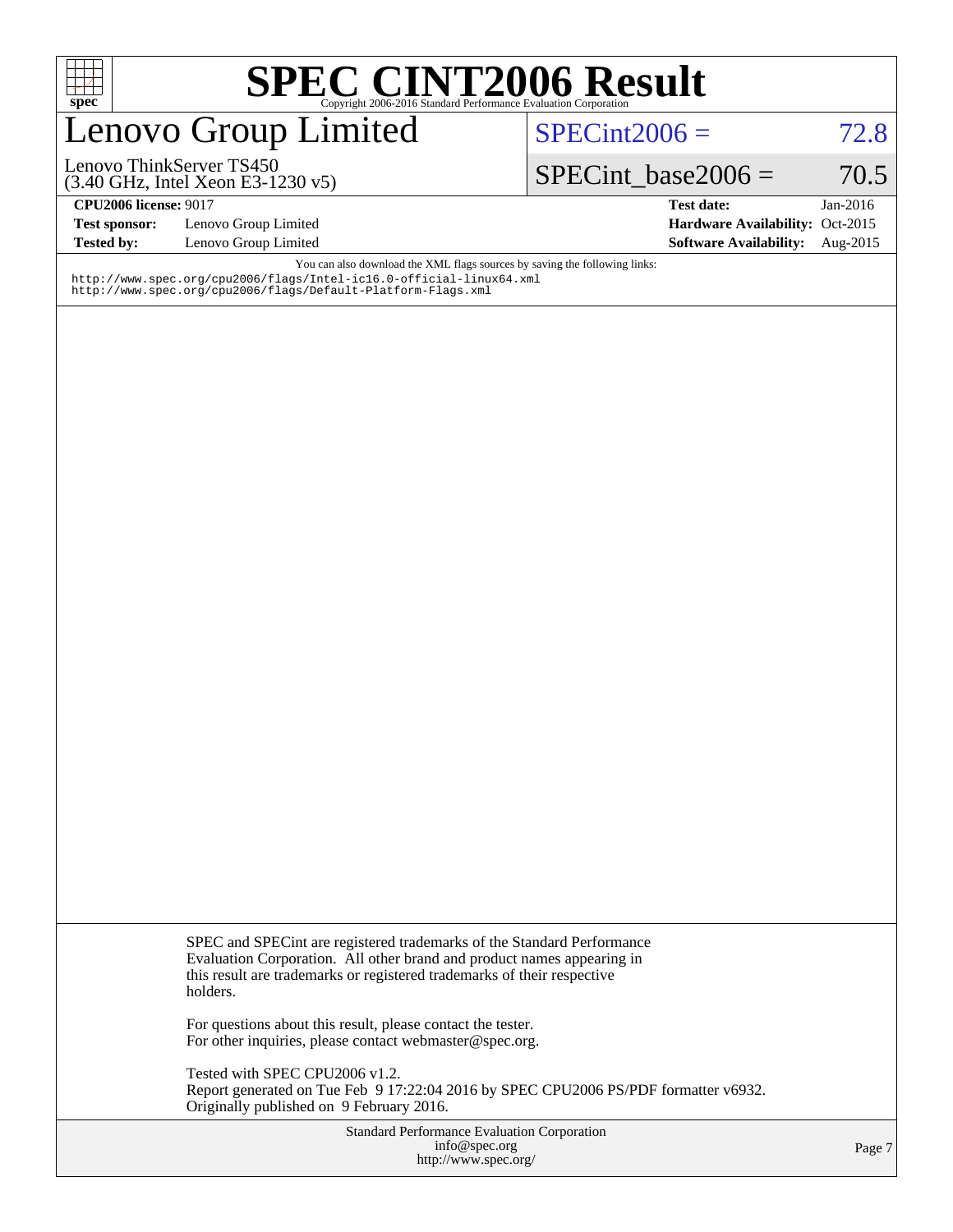# SPEC CINT2006 Result

Copyright 2006-2016 Standard Performance Evaluation Corporation

# Lenovo Group Limited

Lenovo ThinkServer TS450
(3.40 GHz, Intel Xeon E3-1230 v5)

SPECint2006 = 72.8

SPECint_base2006 = 70.5

| | | | |
|---|---|---|---|
| **CPU2006 license:** 9017 | | **Test date:** | Jan-2016 |
| **Test sponsor:** | Lenovo Group Limited | **Hardware Availability:** | Oct-2015 |
| **Tested by:** | Lenovo Group Limited | **Software Availability:** | Aug-2015 |

You can also download the XML flags sources by saving the following links:

```
http://www.spec.org/cpu2006/flags/Intel-ic16.0-official-linux64.xml
http://www.spec.org/cpu2006/flags/Default-Platform-Flags.xml
```

SPEC and SPECint are registered trademarks of the Standard Performance Evaluation Corporation. All other brand and product names appearing in this result are trademarks or registered trademarks of their respective holders.

For questions about this result, please contact the tester.
For other inquiries, please contact webmaster@spec.org.

Tested with SPEC CPU2006 v1.2.
Report generated on Tue Feb 9 17:22:04 2016 by SPEC CPU2006 PS/PDF formatter v6932.
Originally published on 9 February 2016.

Standard Performance Evaluation Corporation
info@spec.org
http://www.spec.org/